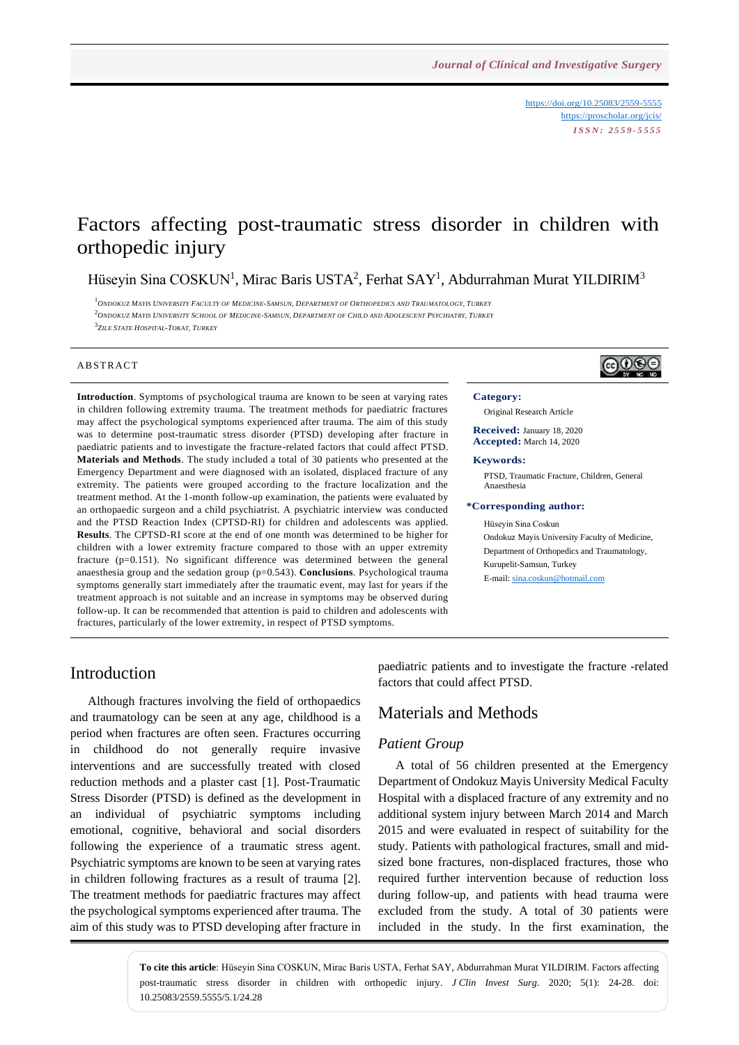https://doi.org/10.25083/2559-5555
https://proscholar.org/jcis/
*ISSN: 2559-5555*

# Factors affecting post-traumatic stress disorder in children with orthopedic injury

Hüseyin Sina COSKUN[1], Mirac Baris USTA[2], Ferhat SAY[1], Abdurrahman Murat YILDIRIM[3]

[1] Ondokuz Mayis University Faculty of Medicine-Samsun, Department of Orthopedics and Traumatology, Turkey
[2] Ondokuz Mayis University School of Medicine-Samsun, Department of Child and Adolescent Psychiatry, Turkey
[3] Zile State Hospital-Tokat, Turkey

## ABSTRACT

**Introduction**. Symptoms of psychological trauma are known to be seen at varying rates in children following extremity trauma. The treatment methods for paediatric fractures may affect the psychological symptoms experienced after trauma. The aim of this study was to determine post-traumatic stress disorder (PTSD) developing after fracture in paediatric patients and to investigate the fracture-related factors that could affect PTSD. **Materials and Methods**. The study included a total of 30 patients who presented at the Emergency Department and were diagnosed with an isolated, displaced fracture of any extremity. The patients were grouped according to the fracture localization and the treatment method. At the 1-month follow-up examination, the patients were evaluated by an orthopaedic surgeon and a child psychiatrist. A psychiatric interview was conducted and the PTSD Reaction Index (CPTSD-RI) for children and adolescents was applied. **Results**. The CPTSD-RI score at the end of one month was determined to be higher for children with a lower extremity fracture compared to those with an upper extremity fracture (p=0.151). No significant difference was determined between the general anaesthesia group and the sedation group (p=0.543). **Conclusions**. Psychological trauma symptoms generally start immediately after the traumatic event, may last for years if the treatment approach is not suitable and an increase in symptoms may be observed during follow-up. It can be recommended that attention is paid to children and adolescents with fractures, particularly of the lower extremity, in respect of PTSD symptoms.

**Category:**
Original Research Article

**Received:** January 18, 2020
**Accepted:** March 14, 2020

**Keywords:**
PTSD, Traumatic Fracture, Children, General Anaesthesia

**\*Corresponding author:**
Hüseyin Sina Coskun
Ondokuz Mayis University Faculty of Medicine, Department of Orthopedics and Traumatology, Kurupelit-Samsun, Turkey
E-mail: sina.coskun@hotmail.com

## Introduction

Although fractures involving the field of orthopaedics and traumatology can be seen at any age, childhood is a period when fractures are often seen. Fractures occurring in childhood do not generally require invasive interventions and are successfully treated with closed reduction methods and a plaster cast [1]. Post-Traumatic Stress Disorder (PTSD) is defined as the development in an individual of psychiatric symptoms including emotional, cognitive, behavioral and social disorders following the experience of a traumatic stress agent. Psychiatric symptoms are known to be seen at varying rates in children following fractures as a result of trauma [2]. The treatment methods for paediatric fractures may affect the psychological symptoms experienced after trauma. The aim of this study was to PTSD developing after fracture in paediatric patients and to investigate the fracture -related factors that could affect PTSD.

## Materials and Methods

### Patient Group

A total of 56 children presented at the Emergency Department of Ondokuz Mayis University Medical Faculty Hospital with a displaced fracture of any extremity and no additional system injury between March 2014 and March 2015 and were evaluated in respect of suitability for the study. Patients with pathological fractures, small and mid-sized bone fractures, non-displaced fractures, those who required further intervention because of reduction loss during follow-up, and patients with head trauma were excluded from the study. A total of 30 patients were included in the study. In the first examination, the

**To cite this article**: Hüseyin Sina COSKUN, Mirac Baris USTA, Ferhat SAY, Abdurrahman Murat YILDIRIM. Factors affecting post-traumatic stress disorder in children with orthopedic injury. *J Clin Invest Surg*. 2020; 5(1): 24-28. doi: 10.25083/2559.5555/5.1/24.28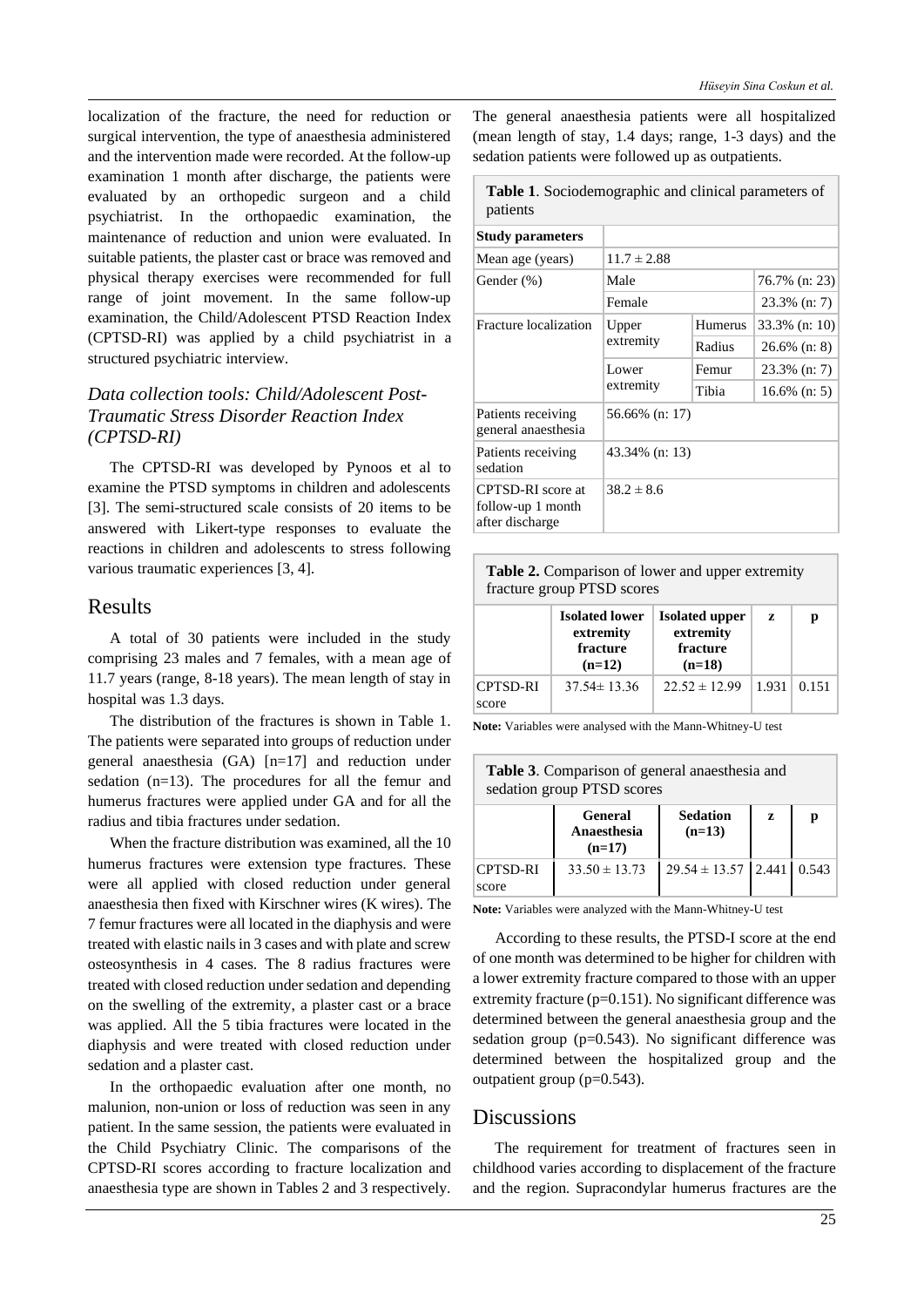localization of the fracture, the need for reduction or surgical intervention, the type of anaesthesia administered and the intervention made were recorded. At the follow-up examination 1 month after discharge, the patients were evaluated by an orthopedic surgeon and a child psychiatrist. In the orthopaedic examination, the maintenance of reduction and union were evaluated. In suitable patients, the plaster cast or brace was removed and physical therapy exercises were recommended for full range of joint movement. In the same follow-up examination, the Child/Adolescent PTSD Reaction Index (CPTSD-RI) was applied by a child psychiatrist in a structured psychiatric interview.

### *Data collection tools: Child/Adolescent Post-Traumatic Stress Disorder Reaction Index (CPTSD-RI)*

The CPTSD-RI was developed by Pynoos et al to examine the PTSD symptoms in children and adolescents [3]. The semi-structured scale consists of 20 items to be answered with Likert-type responses to evaluate the reactions in children and adolescents to stress following various traumatic experiences [3, 4].

## Results

A total of 30 patients were included in the study comprising 23 males and 7 females, with a mean age of 11.7 years (range, 8-18 years). The mean length of stay in hospital was 1.3 days.

The distribution of the fractures is shown in Table 1. The patients were separated into groups of reduction under general anaesthesia (GA) [n=17] and reduction under sedation (n=13). The procedures for all the femur and humerus fractures were applied under GA and for all the radius and tibia fractures under sedation.

When the fracture distribution was examined, all the 10 humerus fractures were extension type fractures. These were all applied with closed reduction under general anaesthesia then fixed with Kirschner wires (K wires). The 7 femur fractures were all located in the diaphysis and were treated with elastic nails in 3 cases and with plate and screw osteosynthesis in 4 cases. The 8 radius fractures were treated with closed reduction under sedation and depending on the swelling of the extremity, a plaster cast or a brace was applied. All the 5 tibia fractures were located in the diaphysis and were treated with closed reduction under sedation and a plaster cast.

In the orthopaedic evaluation after one month, no malunion, non-union or loss of reduction was seen in any patient. In the same session, the patients were evaluated in the Child Psychiatry Clinic. The comparisons of the CPTSD-RI scores according to fracture localization and anaesthesia type are shown in Tables 2 and 3 respectively. The general anaesthesia patients were all hospitalized (mean length of stay, 1.4 days; range, 1-3 days) and the sedation patients were followed up as outpatients.

**Table 1**. Sociodemographic and clinical parameters of patients

| **Study parameters** | | | |
|---|---|---|---|
| Mean age (years) | $11.7 \pm 2.88$ | | |
| Gender (%) | Male | | 76.7% (n: 23) |
| | Female | | 23.3% (n: 7) |
| Fracture localization | Upper extremity | Humerus | 33.3% (n: 10) |
| | | Radius | 26.6% (n: 8) |
| | Lower extremity | Femur | 23.3% (n: 7) |
| | | Tibia | 16.6% (n: 5) |
| Patients receiving general anaesthesia | 56.66% (n: 17) | | |
| Patients receiving sedation | 43.34% (n: 13) | | |
| CPTSD-RI score at follow-up 1 month after discharge | $38.2 \pm 8.6$ | | |

**Table 2.** Comparison of lower and upper extremity fracture group PTSD scores

| | **Isolated lower extremity fracture (n=12)** | **Isolated upper extremity fracture (n=18)** | **z** | **p** |
|---|---|---|---|---|
| CPTSD-RI score | $37.54 \pm 13.36$ | $22.52 \pm 12.99$ | 1.931 | 0.151 |

**Note:** Variables were analysed with the Mann-Whitney-U test

**Table 3**. Comparison of general anaesthesia and sedation group PTSD scores

| | **General Anaesthesia (n=17)** | **Sedation (n=13)** | **z** | **p** |
|---|---|---|---|---|
| CPTSD-RI score | $33.50 \pm 13.73$ | $29.54 \pm 13.57$ | 2.441 | 0.543 |

**Note:** Variables were analyzed with the Mann-Whitney-U test

According to these results, the PTSD-I score at the end of one month was determined to be higher for children with a lower extremity fracture compared to those with an upper extremity fracture (p=0.151). No significant difference was determined between the general anaesthesia group and the sedation group (p=0.543). No significant difference was determined between the hospitalized group and the outpatient group (p=0.543).

## Discussions

The requirement for treatment of fractures seen in childhood varies according to displacement of the fracture and the region. Supracondylar humerus fractures are the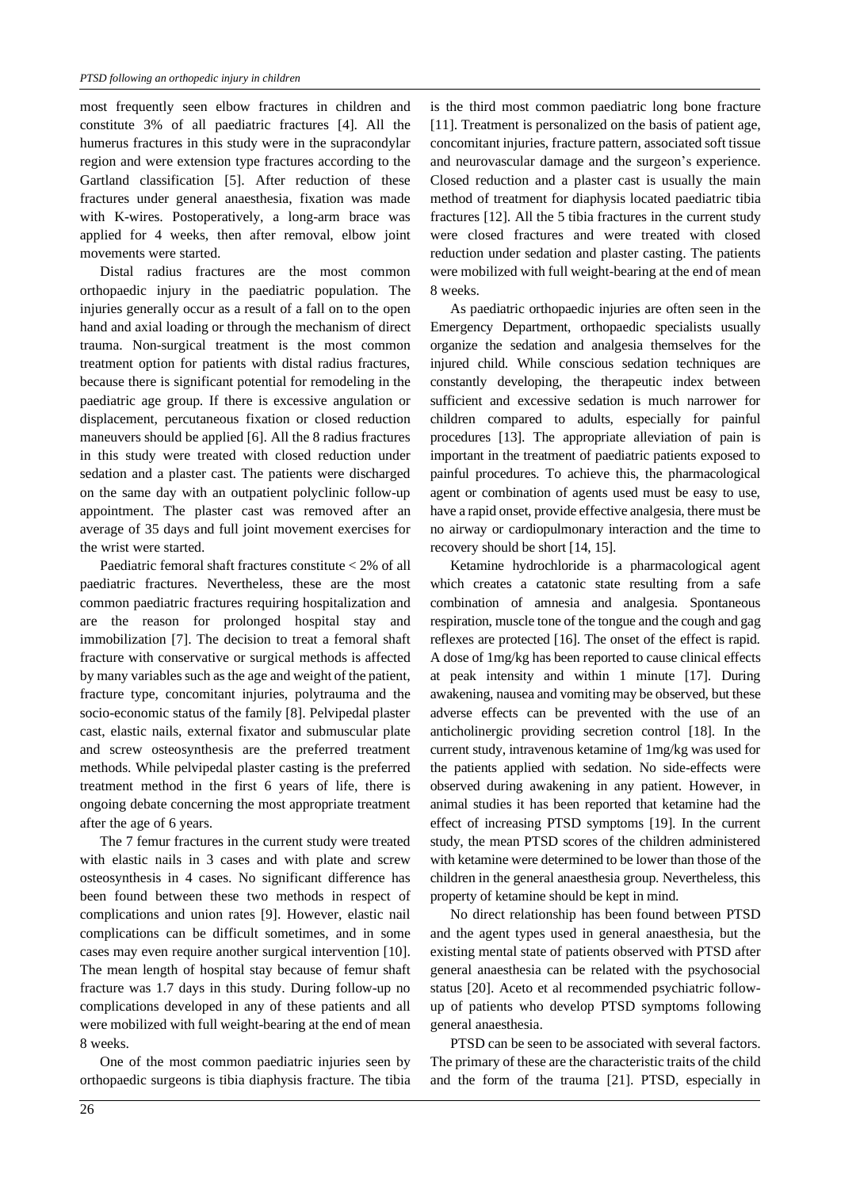most frequently seen elbow fractures in children and constitute 3% of all paediatric fractures [4]. All the humerus fractures in this study were in the supracondylar region and were extension type fractures according to the Gartland classification [5]. After reduction of these fractures under general anaesthesia, fixation was made with K-wires. Postoperatively, a long-arm brace was applied for 4 weeks, then after removal, elbow joint movements were started.

Distal radius fractures are the most common orthopaedic injury in the paediatric population. The injuries generally occur as a result of a fall on to the open hand and axial loading or through the mechanism of direct trauma. Non-surgical treatment is the most common treatment option for patients with distal radius fractures, because there is significant potential for remodeling in the paediatric age group. If there is excessive angulation or displacement, percutaneous fixation or closed reduction maneuvers should be applied [6]. All the 8 radius fractures in this study were treated with closed reduction under sedation and a plaster cast. The patients were discharged on the same day with an outpatient polyclinic follow-up appointment. The plaster cast was removed after an average of 35 days and full joint movement exercises for the wrist were started.

Paediatric femoral shaft fractures constitute < 2% of all paediatric fractures. Nevertheless, these are the most common paediatric fractures requiring hospitalization and are the reason for prolonged hospital stay and immobilization [7]. The decision to treat a femoral shaft fracture with conservative or surgical methods is affected by many variables such as the age and weight of the patient, fracture type, concomitant injuries, polytrauma and the socio-economic status of the family [8]. Pelvipedal plaster cast, elastic nails, external fixator and submuscular plate and screw osteosynthesis are the preferred treatment methods. While pelvipedal plaster casting is the preferred treatment method in the first 6 years of life, there is ongoing debate concerning the most appropriate treatment after the age of 6 years.

The 7 femur fractures in the current study were treated with elastic nails in 3 cases and with plate and screw osteosynthesis in 4 cases. No significant difference has been found between these two methods in respect of complications and union rates [9]. However, elastic nail complications can be difficult sometimes, and in some cases may even require another surgical intervention [10]. The mean length of hospital stay because of femur shaft fracture was 1.7 days in this study. During follow-up no complications developed in any of these patients and all were mobilized with full weight-bearing at the end of mean 8 weeks.

One of the most common paediatric injuries seen by orthopaedic surgeons is tibia diaphysis fracture. The tibia is the third most common paediatric long bone fracture [11]. Treatment is personalized on the basis of patient age, concomitant injuries, fracture pattern, associated soft tissue and neurovascular damage and the surgeon's experience. Closed reduction and a plaster cast is usually the main method of treatment for diaphysis located paediatric tibia fractures [12]. All the 5 tibia fractures in the current study were closed fractures and were treated with closed reduction under sedation and plaster casting. The patients were mobilized with full weight-bearing at the end of mean 8 weeks.

As paediatric orthopaedic injuries are often seen in the Emergency Department, orthopaedic specialists usually organize the sedation and analgesia themselves for the injured child. While conscious sedation techniques are constantly developing, the therapeutic index between sufficient and excessive sedation is much narrower for children compared to adults, especially for painful procedures [13]. The appropriate alleviation of pain is important in the treatment of paediatric patients exposed to painful procedures. To achieve this, the pharmacological agent or combination of agents used must be easy to use, have a rapid onset, provide effective analgesia, there must be no airway or cardiopulmonary interaction and the time to recovery should be short [14, 15].

Ketamine hydrochloride is a pharmacological agent which creates a catatonic state resulting from a safe combination of amnesia and analgesia. Spontaneous respiration, muscle tone of the tongue and the cough and gag reflexes are protected [16]. The onset of the effect is rapid. A dose of 1mg/kg has been reported to cause clinical effects at peak intensity and within 1 minute [17]. During awakening, nausea and vomiting may be observed, but these adverse effects can be prevented with the use of an anticholinergic providing secretion control [18]. In the current study, intravenous ketamine of 1mg/kg was used for the patients applied with sedation. No side-effects were observed during awakening in any patient. However, in animal studies it has been reported that ketamine had the effect of increasing PTSD symptoms [19]. In the current study, the mean PTSD scores of the children administered with ketamine were determined to be lower than those of the children in the general anaesthesia group. Nevertheless, this property of ketamine should be kept in mind.

No direct relationship has been found between PTSD and the agent types used in general anaesthesia, but the existing mental state of patients observed with PTSD after general anaesthesia can be related with the psychosocial status [20]. Aceto et al recommended psychiatric follow-up of patients who develop PTSD symptoms following general anaesthesia.

PTSD can be seen to be associated with several factors. The primary of these are the characteristic traits of the child and the form of the trauma [21]. PTSD, especially in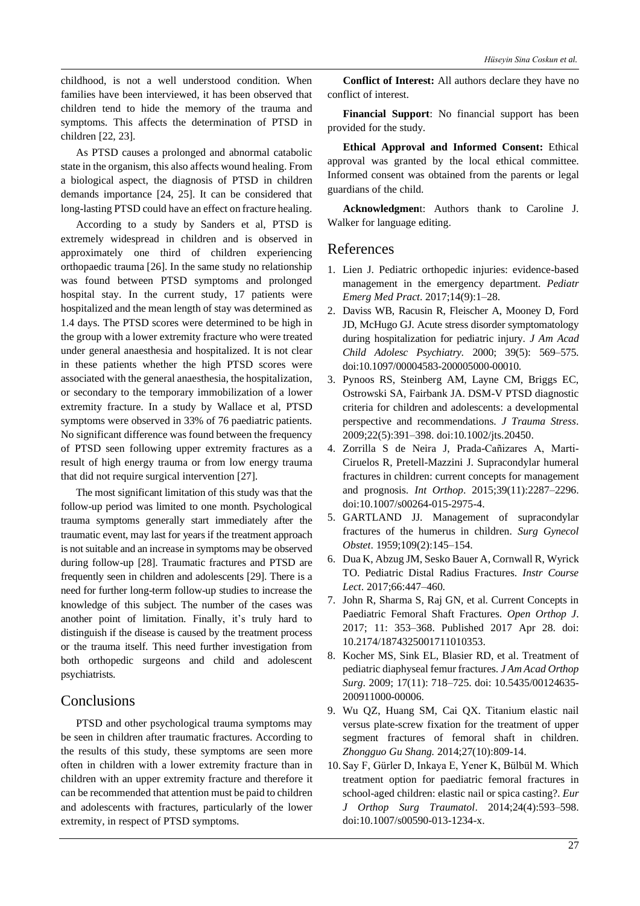childhood, is not a well understood condition. When families have been interviewed, it has been observed that children tend to hide the memory of the trauma and symptoms. This affects the determination of PTSD in children [22, 23].

As PTSD causes a prolonged and abnormal catabolic state in the organism, this also affects wound healing. From a biological aspect, the diagnosis of PTSD in children demands importance [24, 25]. It can be considered that long-lasting PTSD could have an effect on fracture healing.

According to a study by Sanders et al, PTSD is extremely widespread in children and is observed in approximately one third of children experiencing orthopaedic trauma [26]. In the same study no relationship was found between PTSD symptoms and prolonged hospital stay. In the current study, 17 patients were hospitalized and the mean length of stay was determined as 1.4 days. The PTSD scores were determined to be high in the group with a lower extremity fracture who were treated under general anaesthesia and hospitalized. It is not clear in these patients whether the high PTSD scores were associated with the general anaesthesia, the hospitalization, or secondary to the temporary immobilization of a lower extremity fracture. In a study by Wallace et al, PTSD symptoms were observed in 33% of 76 paediatric patients. No significant difference was found between the frequency of PTSD seen following upper extremity fractures as a result of high energy trauma or from low energy trauma that did not require surgical intervention [27].

The most significant limitation of this study was that the follow-up period was limited to one month. Psychological trauma symptoms generally start immediately after the traumatic event, may last for years if the treatment approach is not suitable and an increase in symptoms may be observed during follow-up [28]. Traumatic fractures and PTSD are frequently seen in children and adolescents [29]. There is a need for further long-term follow-up studies to increase the knowledge of this subject. The number of the cases was another point of limitation. Finally, it's truly hard to distinguish if the disease is caused by the treatment process or the trauma itself. This need further investigation from both orthopedic surgeons and child and adolescent psychiatrists.

## Conclusions

PTSD and other psychological trauma symptoms may be seen in children after traumatic fractures. According to the results of this study, these symptoms are seen more often in children with a lower extremity fracture than in children with an upper extremity fracture and therefore it can be recommended that attention must be paid to children and adolescents with fractures, particularly of the lower extremity, in respect of PTSD symptoms.

**Conflict of Interest:** All authors declare they have no conflict of interest.

**Financial Support**: No financial support has been provided for the study.

**Ethical Approval and Informed Consent:** Ethical approval was granted by the local ethical committee. Informed consent was obtained from the parents or legal guardians of the child.

**Acknowledgmen**t: Authors thank to Caroline J. Walker for language editing.

## References

1. Lien J. Pediatric orthopedic injuries: evidence-based management in the emergency department. *Pediatr Emerg Med Pract*. 2017;14(9):1–28.
2. Daviss WB, Racusin R, Fleischer A, Mooney D, Ford JD, McHugo GJ. Acute stress disorder symptomatology during hospitalization for pediatric injury. *J Am Acad Child Adolesc Psychiatry*. 2000; 39(5): 569–575. doi:10.1097/00004583-200005000-00010.
3. Pynoos RS, Steinberg AM, Layne CM, Briggs EC, Ostrowski SA, Fairbank JA. DSM-V PTSD diagnostic criteria for children and adolescents: a developmental perspective and recommendations. *J Trauma Stress*. 2009;22(5):391–398. doi:10.1002/jts.20450.
4. Zorrilla S de Neira J, Prada-Cañizares A, Marti-Ciruelos R, Pretell-Mazzini J. Supracondylar humeral fractures in children: current concepts for management and prognosis. *Int Orthop*. 2015;39(11):2287–2296. doi:10.1007/s00264-015-2975-4.
5. GARTLAND JJ. Management of supracondylar fractures of the humerus in children. *Surg Gynecol Obstet*. 1959;109(2):145–154.
6. Dua K, Abzug JM, Sesko Bauer A, Cornwall R, Wyrick TO. Pediatric Distal Radius Fractures. *Instr Course Lect*. 2017;66:447–460.
7. John R, Sharma S, Raj GN, et al. Current Concepts in Paediatric Femoral Shaft Fractures. *Open Orthop J*. 2017; 11: 353–368. Published 2017 Apr 28. doi: 10.2174/1874325001711010353.
8. Kocher MS, Sink EL, Blasier RD, et al. Treatment of pediatric diaphyseal femur fractures. *J Am Acad Orthop Surg*. 2009; 17(11): 718–725. doi: 10.5435/00124635-200911000-00006.
9. Wu QZ, Huang SM, Cai QX. Titanium elastic nail versus plate-screw fixation for the treatment of upper segment fractures of femoral shaft in children. *Zhongguo Gu Shang.* 2014;27(10):809-14.
10. Say F, Gürler D, Inkaya E, Yener K, Bülbül M. Which treatment option for paediatric femoral fractures in school-aged children: elastic nail or spica casting?. *Eur J Orthop Surg Traumatol*. 2014;24(4):593–598. doi:10.1007/s00590-013-1234-x.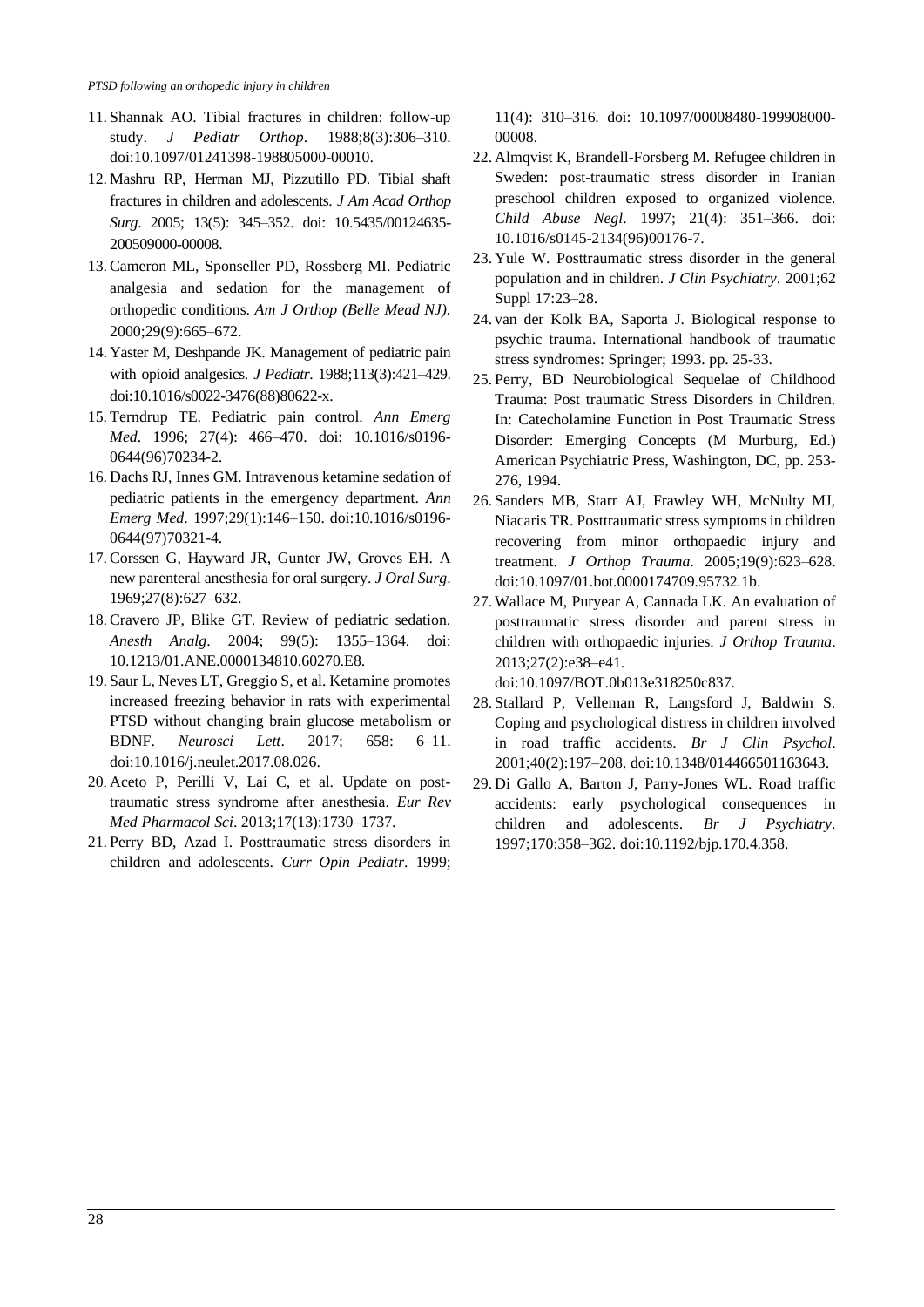11. Shannak AO. Tibial fractures in children: follow-up study. *J Pediatr Orthop*. 1988;8(3):306–310. doi:10.1097/01241398-198805000-00010.
12. Mashru RP, Herman MJ, Pizzutillo PD. Tibial shaft fractures in children and adolescents. *J Am Acad Orthop Surg*. 2005; 13(5): 345–352. doi: 10.5435/00124635-200509000-00008.
13. Cameron ML, Sponseller PD, Rossberg MI. Pediatric analgesia and sedation for the management of orthopedic conditions. *Am J Orthop (Belle Mead NJ)*. 2000;29(9):665–672.
14. Yaster M, Deshpande JK. Management of pediatric pain with opioid analgesics. *J Pediatr*. 1988;113(3):421–429. doi:10.1016/s0022-3476(88)80622-x.
15. Terndrup TE. Pediatric pain control. *Ann Emerg Med*. 1996; 27(4): 466–470. doi: 10.1016/s0196-0644(96)70234-2.
16. Dachs RJ, Innes GM. Intravenous ketamine sedation of pediatric patients in the emergency department. *Ann Emerg Med*. 1997;29(1):146–150. doi:10.1016/s0196-0644(97)70321-4.
17. Corssen G, Hayward JR, Gunter JW, Groves EH. A new parenteral anesthesia for oral surgery. *J Oral Surg*. 1969;27(8):627–632.
18. Cravero JP, Blike GT. Review of pediatric sedation. *Anesth Analg*. 2004; 99(5): 1355–1364. doi: 10.1213/01.ANE.0000134810.60270.E8.
19. Saur L, Neves LT, Greggio S, et al. Ketamine promotes increased freezing behavior in rats with experimental PTSD without changing brain glucose metabolism or BDNF. *Neurosci Lett*. 2017; 658: 6–11. doi:10.1016/j.neulet.2017.08.026.
20. Aceto P, Perilli V, Lai C, et al. Update on post-traumatic stress syndrome after anesthesia. *Eur Rev Med Pharmacol Sci*. 2013;17(13):1730–1737.
21. Perry BD, Azad I. Posttraumatic stress disorders in children and adolescents. *Curr Opin Pediatr*. 1999; 11(4): 310–316. doi: 10.1097/00008480-199908000-00008.
22. Almqvist K, Brandell-Forsberg M. Refugee children in Sweden: post-traumatic stress disorder in Iranian preschool children exposed to organized violence. *Child Abuse Negl*. 1997; 21(4): 351–366. doi: 10.1016/s0145-2134(96)00176-7.
23. Yule W. Posttraumatic stress disorder in the general population and in children. *J Clin Psychiatry*. 2001;62 Suppl 17:23–28.
24. van der Kolk BA, Saporta J. Biological response to psychic trauma. International handbook of traumatic stress syndromes: Springer; 1993. pp. 25-33.
25. Perry, BD Neurobiological Sequelae of Childhood Trauma: Post traumatic Stress Disorders in Children. In: Catecholamine Function in Post Traumatic Stress Disorder: Emerging Concepts (M Murburg, Ed.) American Psychiatric Press, Washington, DC, pp. 253-276, 1994.
26. Sanders MB, Starr AJ, Frawley WH, McNulty MJ, Niacaris TR. Posttraumatic stress symptoms in children recovering from minor orthopaedic injury and treatment. *J Orthop Trauma*. 2005;19(9):623–628. doi:10.1097/01.bot.0000174709.95732.1b.
27. Wallace M, Puryear A, Cannada LK. An evaluation of posttraumatic stress disorder and parent stress in children with orthopaedic injuries. *J Orthop Trauma*. 2013;27(2):e38–e41. doi:10.1097/BOT.0b013e318250c837.
28. Stallard P, Velleman R, Langsford J, Baldwin S. Coping and psychological distress in children involved in road traffic accidents. *Br J Clin Psychol*. 2001;40(2):197–208. doi:10.1348/014466501163643.
29. Di Gallo A, Barton J, Parry-Jones WL. Road traffic accidents: early psychological consequences in children and adolescents. *Br J Psychiatry*. 1997;170:358–362. doi:10.1192/bjp.170.4.358.